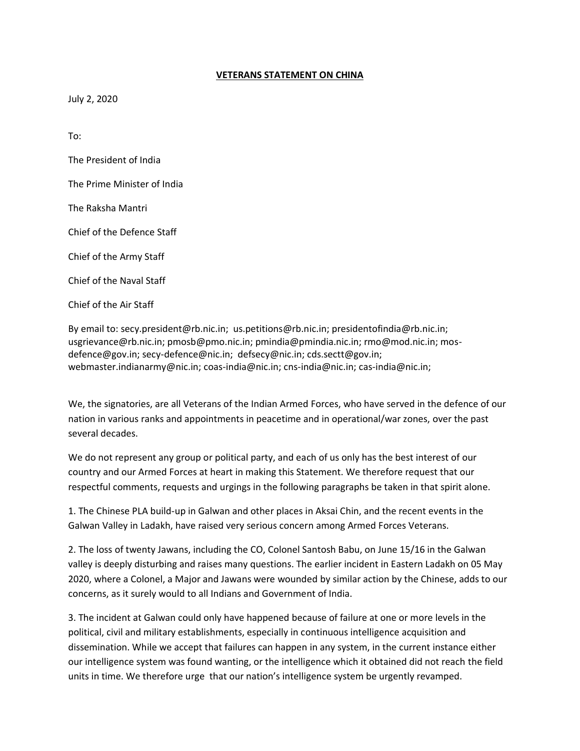# VETERANS STATEMENT ON CHINA

July 2, 2020

To:

The President of India

The Prime Minister of India

The Raksha Mantri

Chief of the Defence Staff

Chief of the Army Staff

Chief of the Naval Staff

Chief of the Air Staff

By email to: secy.president@rb.nic.in; us.petitions@rb.nic.in; presidentofindia@rb.nic.in; usgrievance@rb.nic.in; pmosb@pmo.nic.in; pmindia@pmindia.nic.in; rmo@mod.nic.in; mos-defence@gov.in; secy-defence@nic.in; defsecy@nic.in; cds.sectt@gov.in; webmaster.indianarmy@nic.in; coas-india@nic.in; cns-india@nic.in; cas-india@nic.in;

We, the signatories, are all Veterans of the Indian Armed Forces, who have served in the defence of our nation in various ranks and appointments in peacetime and in operational/war zones, over the past several decades.

We do not represent any group or political party, and each of us only has the best interest of our country and our Armed Forces at heart in making this Statement. We therefore request that our respectful comments, requests and urgings in the following paragraphs be taken in that spirit alone.

1. The Chinese PLA build-up in Galwan and other places in Aksai Chin, and the recent events in the Galwan Valley in Ladakh, have raised very serious concern among Armed Forces Veterans.

2. The loss of twenty Jawans, including the CO, Colonel Santosh Babu, on June 15/16 in the Galwan valley is deeply disturbing and raises many questions. The earlier incident in Eastern Ladakh on 05 May 2020, where a Colonel, a Major and Jawans were wounded by similar action by the Chinese, adds to our concerns, as it surely would to all Indians and Government of India.

3. The incident at Galwan could only have happened because of failure at one or more levels in the political, civil and military establishments, especially in continuous intelligence acquisition and dissemination. While we accept that failures can happen in any system, in the current instance either our intelligence system was found wanting, or the intelligence which it obtained did not reach the field units in time. We therefore urge that our nation's intelligence system be urgently revamped.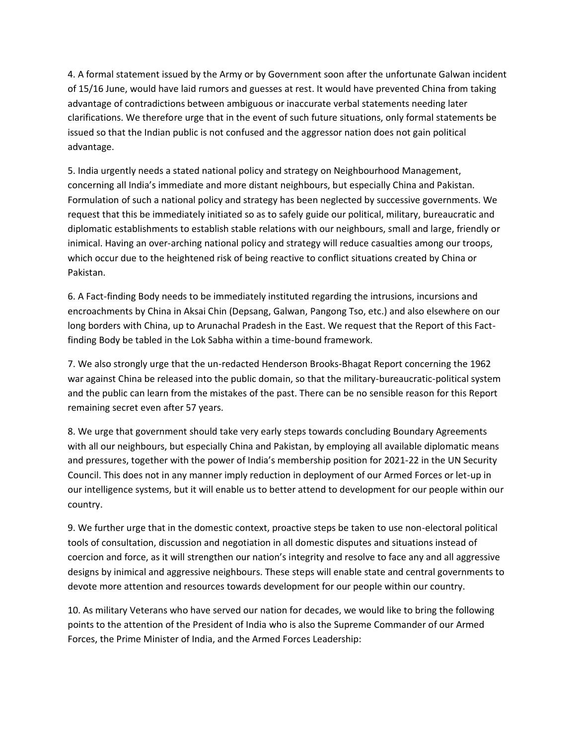4. A formal statement issued by the Army or by Government soon after the unfortunate Galwan incident of 15/16 June, would have laid rumors and guesses at rest. It would have prevented China from taking advantage of contradictions between ambiguous or inaccurate verbal statements needing later clarifications. We therefore urge that in the event of such future situations, only formal statements be issued so that the Indian public is not confused and the aggressor nation does not gain political advantage.

5. India urgently needs a stated national policy and strategy on Neighbourhood Management, concerning all India's immediate and more distant neighbours, but especially China and Pakistan. Formulation of such a national policy and strategy has been neglected by successive governments. We request that this be immediately initiated so as to safely guide our political, military, bureaucratic and diplomatic establishments to establish stable relations with our neighbours, small and large, friendly or inimical. Having an over-arching national policy and strategy will reduce casualties among our troops, which occur due to the heightened risk of being reactive to conflict situations created by China or Pakistan.

6. A Fact-finding Body needs to be immediately instituted regarding the intrusions, incursions and encroachments by China in Aksai Chin (Depsang, Galwan, Pangong Tso, etc.) and also elsewhere on our long borders with China, up to Arunachal Pradesh in the East. We request that the Report of this Fact-finding Body be tabled in the Lok Sabha within a time-bound framework.

7. We also strongly urge that the un-redacted Henderson Brooks-Bhagat Report concerning the 1962 war against China be released into the public domain, so that the military-bureaucratic-political system and the public can learn from the mistakes of the past. There can be no sensible reason for this Report remaining secret even after 57 years.

8. We urge that government should take very early steps towards concluding Boundary Agreements with all our neighbours, but especially China and Pakistan, by employing all available diplomatic means and pressures, together with the power of India's membership position for 2021-22 in the UN Security Council. This does not in any manner imply reduction in deployment of our Armed Forces or let-up in our intelligence systems, but it will enable us to better attend to development for our people within our country.

9. We further urge that in the domestic context, proactive steps be taken to use non-electoral political tools of consultation, discussion and negotiation in all domestic disputes and situations instead of coercion and force, as it will strengthen our nation's integrity and resolve to face any and all aggressive designs by inimical and aggressive neighbours. These steps will enable state and central governments to devote more attention and resources towards development for our people within our country.

10. As military Veterans who have served our nation for decades, we would like to bring the following points to the attention of the President of India who is also the Supreme Commander of our Armed Forces, the Prime Minister of India, and the Armed Forces Leadership: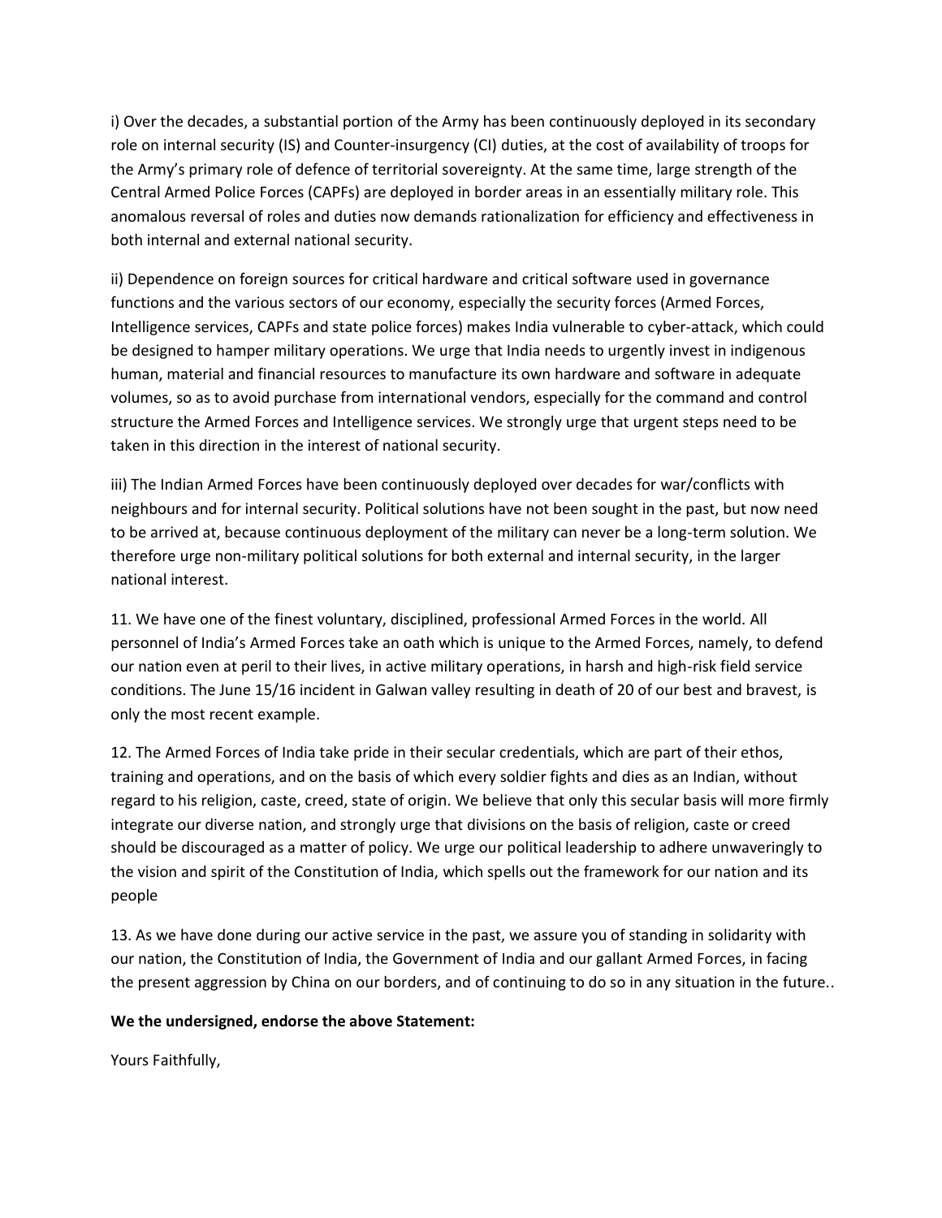i) Over the decades, a substantial portion of the Army has been continuously deployed in its secondary role on internal security (IS) and Counter-insurgency (CI) duties, at the cost of availability of troops for the Army's primary role of defence of territorial sovereignty. At the same time, large strength of the Central Armed Police Forces (CAPFs) are deployed in border areas in an essentially military role. This anomalous reversal of roles and duties now demands rationalization for efficiency and effectiveness in both internal and external national security.

ii) Dependence on foreign sources for critical hardware and critical software used in governance functions and the various sectors of our economy, especially the security forces (Armed Forces, Intelligence services, CAPFs and state police forces) makes India vulnerable to cyber-attack, which could be designed to hamper military operations. We urge that India needs to urgently invest in indigenous human, material and financial resources to manufacture its own hardware and software in adequate volumes, so as to avoid purchase from international vendors, especially for the command and control structure the Armed Forces and Intelligence services. We strongly urge that urgent steps need to be taken in this direction in the interest of national security.

iii) The Indian Armed Forces have been continuously deployed over decades for war/conflicts with neighbours and for internal security. Political solutions have not been sought in the past, but now need to be arrived at, because continuous deployment of the military can never be a long-term solution. We therefore urge non-military political solutions for both external and internal security, in the larger national interest.

11. We have one of the finest voluntary, disciplined, professional Armed Forces in the world. All personnel of India's Armed Forces take an oath which is unique to the Armed Forces, namely, to defend our nation even at peril to their lives, in active military operations, in harsh and high-risk field service conditions. The June 15/16 incident in Galwan valley resulting in death of 20 of our best and bravest, is only the most recent example.

12. The Armed Forces of India take pride in their secular credentials, which are part of their ethos, training and operations, and on the basis of which every soldier fights and dies as an Indian, without regard to his religion, caste, creed, state of origin. We believe that only this secular basis will more firmly integrate our diverse nation, and strongly urge that divisions on the basis of religion, caste or creed should be discouraged as a matter of policy. We urge our political leadership to adhere unwaveringly to the vision and spirit of the Constitution of India, which spells out the framework for our nation and its people

13. As we have done during our active service in the past, we assure you of standing in solidarity with our nation, the Constitution of India, the Government of India and our gallant Armed Forces, in facing the present aggression by China on our borders, and of continuing to do so in any situation in the future..

**We the undersigned, endorse the above Statement:**

Yours Faithfully,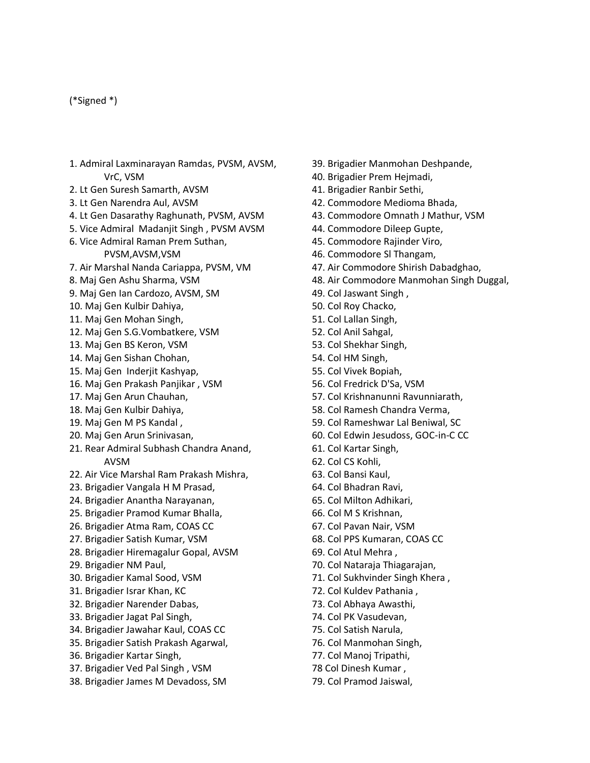(*Signed *)

1. Admiral Laxminarayan Ramdas, PVSM, AVSM, VrC, VSM
2. Lt Gen Suresh Samarth, AVSM
3. Lt Gen Narendra Aul, AVSM
4. Lt Gen Dasarathy Raghunath, PVSM, AVSM
5. Vice Admiral Madanjit Singh , PVSM AVSM
6. Vice Admiral Raman Prem Suthan, PVSM,AVSM,VSM
7. Air Marshal Nanda Cariappa, PVSM, VM
8. Maj Gen Ashu Sharma, VSM
9. Maj Gen Ian Cardozo, AVSM, SM
10. Maj Gen Kulbir Dahiya,
11. Maj Gen Mohan Singh,
12. Maj Gen S.G.Vombatkere, VSM
13. Maj Gen BS Keron, VSM
14. Maj Gen Sishan Chohan,
15. Maj Gen Inderjit Kashyap,
16. Maj Gen Prakash Panjikar , VSM
17. Maj Gen Arun Chauhan,
18. Maj Gen Kulbir Dahiya,
19. Maj Gen M PS Kandal ,
20. Maj Gen Arun Srinivasan,
21. Rear Admiral Subhash Chandra Anand, AVSM
22. Air Vice Marshal Ram Prakash Mishra,
23. Brigadier Vangala H M Prasad,
24. Brigadier Anantha Narayanan,
25. Brigadier Pramod Kumar Bhalla,
26. Brigadier Atma Ram, COAS CC
27. Brigadier Satish Kumar, VSM
28. Brigadier Hiremagalur Gopal, AVSM
29. Brigadier NM Paul,
30. Brigadier Kamal Sood, VSM
31. Brigadier Israr Khan, KC
32. Brigadier Narender Dabas,
33. Brigadier Jagat Pal Singh,
34. Brigadier Jawahar Kaul, COAS CC
35. Brigadier Satish Prakash Agarwal,
36. Brigadier Kartar Singh,
37. Brigadier Ved Pal Singh , VSM
38. Brigadier James M Devadoss, SM
39. Brigadier Manmohan Deshpande,
40. Brigadier Prem Hejmadi,
41. Brigadier Ranbir Sethi,
42. Commodore Medioma Bhada,
43. Commodore Omnath J Mathur, VSM
44. Commodore Dileep Gupte,
45. Commodore Rajinder Viro,
46. Commodore Sl Thangam,
47. Air Commodore Shirish Dabadghao,
48. Air Commodore Manmohan Singh Duggal,
49. Col Jaswant Singh ,
50. Col Roy Chacko,
51. Col Lallan Singh,
52. Col Anil Sahgal,
53. Col Shekhar Singh,
54. Col HM Singh,
55. Col Vivek Bopiah,
56. Col Fredrick D'Sa, VSM
57. Col Krishnanunni Ravunniarath,
58. Col Ramesh Chandra Verma,
59. Col Rameshwar Lal Beniwal, SC
60. Col Edwin Jesudoss, GOC-in-C CC
61. Col Kartar Singh,
62. Col CS Kohli,
63. Col Bansi Kaul,
64. Col Bhadran Ravi,
65. Col Milton Adhikari,
66. Col M S Krishnan,
67. Col Pavan Nair, VSM
68. Col PPS Kumaran, COAS CC
69. Col Atul Mehra ,
70. Col Nataraja Thiagarajan,
71. Col Sukhvinder Singh Khera ,
72. Col Kuldev Pathania ,
73. Col Abhaya Awasthi,
74. Col PK Vasudevan,
75. Col Satish Narula,
76. Col Manmohan Singh,
77. Col Manoj Tripathi,

78 Col Dinesh Kumar ,

79. Col Pramod Jaiswal,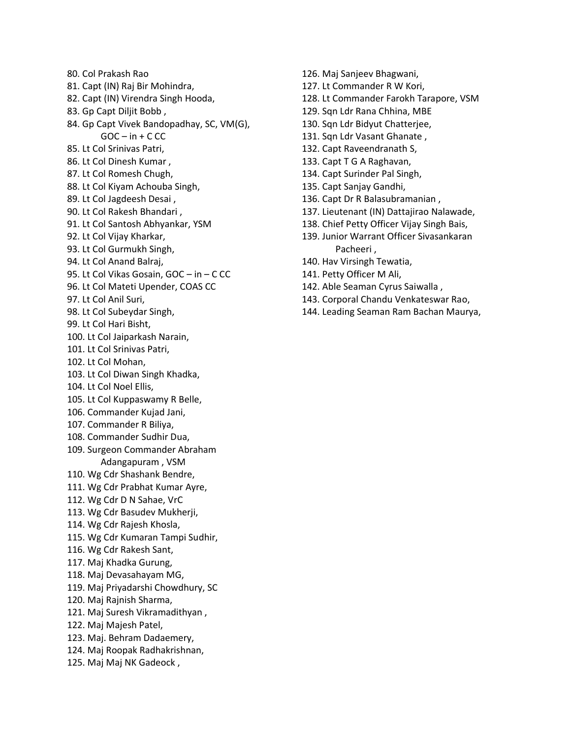80. Col Prakash Rao
81. Capt (IN) Raj Bir Mohindra,
82. Capt (IN) Virendra Singh Hooda,
83. Gp Capt Diljit Bobb ,
84. Gp Capt Vivek Bandopadhay, SC, VM(G), GOC – in + C CC
85. Lt Col Srinivas Patri,
86. Lt Col Dinesh Kumar ,
87. Lt Col Romesh Chugh,
88. Lt Col Kiyam Achouba Singh,
89. Lt Col Jagdeesh Desai ,
90. Lt Col Rakesh Bhandari ,
91. Lt Col Santosh Abhyankar, YSM
92. Lt Col Vijay Kharkar,
93. Lt Col Gurmukh Singh,
94. Lt Col Anand Balraj,
95. Lt Col Vikas Gosain, GOC – in – C CC
96. Lt Col Mateti Upender, COAS CC
97. Lt Col Anil Suri,
98. Lt Col Subeydar Singh,
99. Lt Col Hari Bisht,
100. Lt Col Jaiparkash Narain,
101. Lt Col Srinivas Patri,
102. Lt Col Mohan,
103. Lt Col Diwan Singh Khadka,
104. Lt Col Noel Ellis,
105. Lt Col Kuppaswamy R Belle,
106. Commander Kujad Jani,
107. Commander R Biliya,
108. Commander Sudhir Dua,
109. Surgeon Commander Abraham Adangapuram , VSM
110. Wg Cdr Shashank Bendre,
111. Wg Cdr Prabhat Kumar Ayre,
112. Wg Cdr D N Sahae, VrC
113. Wg Cdr Basudev Mukherji,
114. Wg Cdr Rajesh Khosla,
115. Wg Cdr Kumaran Tampi Sudhir,
116. Wg Cdr Rakesh Sant,
117. Maj Khadka Gurung,
118. Maj Devasahayam MG,
119. Maj Priyadarshi Chowdhury, SC
120. Maj Rajnish Sharma,
121. Maj Suresh Vikramadithyan ,
122. Maj Majesh Patel,
123. Maj. Behram Dadaemery,
124. Maj Roopak Radhakrishnan,
125. Maj Maj NK Gadeock ,
126. Maj Sanjeev Bhagwani,
127. Lt Commander R W Kori,
128. Lt Commander Farokh Tarapore, VSM
129. Sqn Ldr Rana Chhina, MBE
130. Sqn Ldr Bidyut Chatterjee,
131. Sqn Ldr Vasant Ghanate ,
132. Capt Raveendranath S,
133. Capt T G A Raghavan,
134. Capt Surinder Pal Singh,
135. Capt Sanjay Gandhi,
136. Capt Dr R Balasubramanian ,
137. Lieutenant (IN) Dattajirao Nalawade,
138. Chief Petty Officer Vijay Singh Bais,
139. Junior Warrant Officer Sivasankaran Pacheeri ,
140. Hav Virsingh Tewatia,
141. Petty Officer M Ali,
142. Able Seaman Cyrus Saiwalla ,
143. Corporal Chandu Venkateswar Rao,
144. Leading Seaman Ram Bachan Maurya,